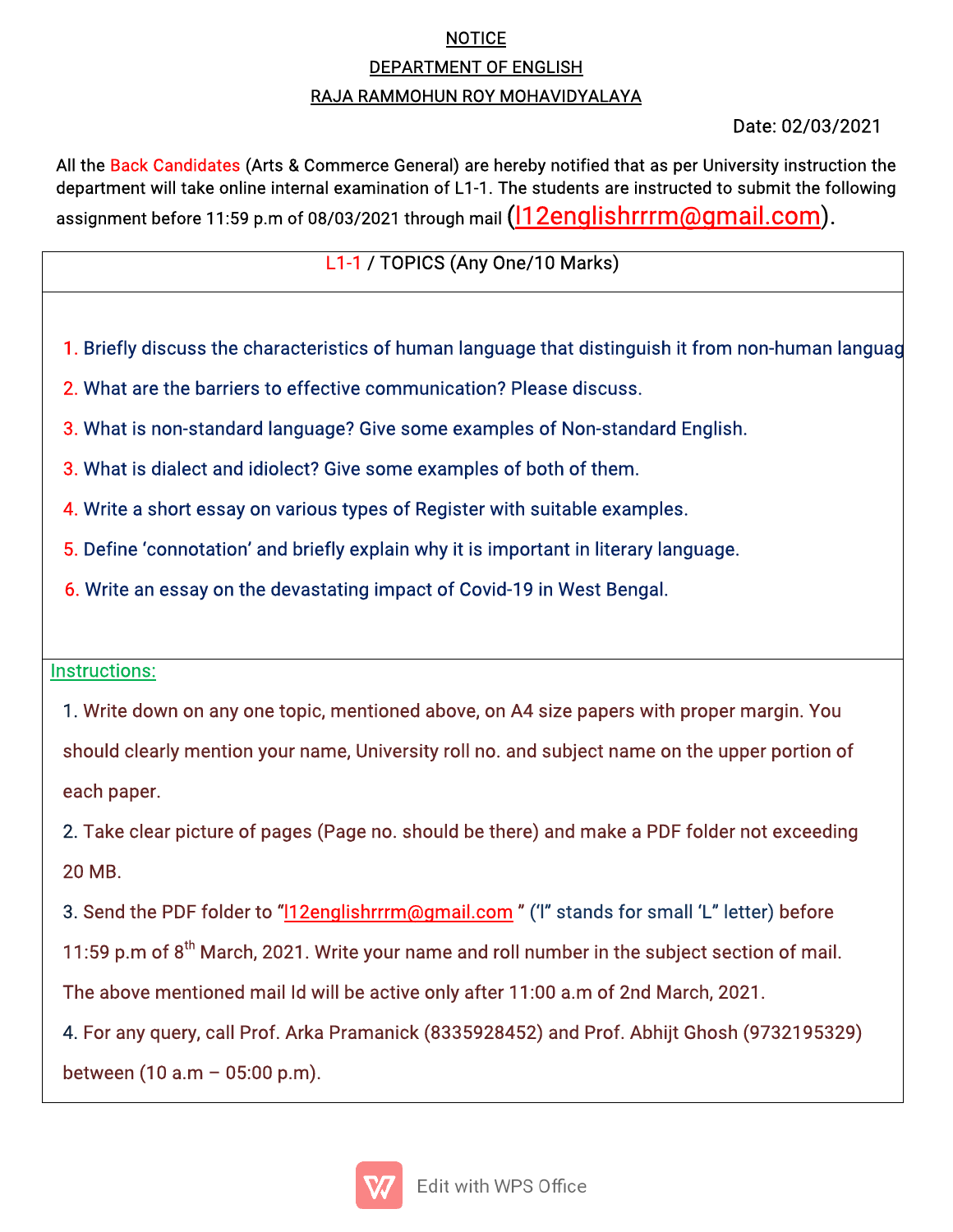NOTICE

DEPARTMENT OF ENGLISH

RAJA RAMMOHUN ROY MOHAVIDYALAYA

Date: 02/03/2021

All the Back Candidates (Arts & Commerce General) are hereby notified that as per University instruction the department will take online internal examination of L1-1. The students are instructed to submit the following assignment before 11:59 p.m of 08/03/2021 through mail (l12englishrrrm@gmail.com).

**L1-1 / TOPICS (Any One/10 Marks)**

1. Briefly discuss the characteristics of human language that distinguish it from non-human languag
2. What are the barriers to effective communication? Please discuss.
3. What is non-standard language? Give some examples of Non-standard English.
3. What is dialect and idiolect? Give some examples of both of them.
4. Write a short essay on various types of Register with suitable examples.
5. Define 'connotation' and briefly explain why it is important in literary language.
6. Write an essay on the devastating impact of Covid-19 in West Bengal.

**Instructions:**

1. Write down on any one topic, mentioned above, on A4 size papers with proper margin. You should clearly mention your name, University roll no. and subject name on the upper portion of each paper.
2. Take clear picture of pages (Page no. should be there) and make a PDF folder not exceeding 20 MB.
3. Send the PDF folder to "l12englishrrrm@gmail.com " ('l" stands for small 'L" letter) before 11:59 p.m of 8th March, 2021. Write your name and roll number in the subject section of mail. The above mentioned mail Id will be active only after 11:00 a.m of 2nd March, 2021.
4. For any query, call Prof. Arka Pramanick (8335928452) and Prof. Abhijt Ghosh (9732195329) between (10 a.m – 05:00 p.m).